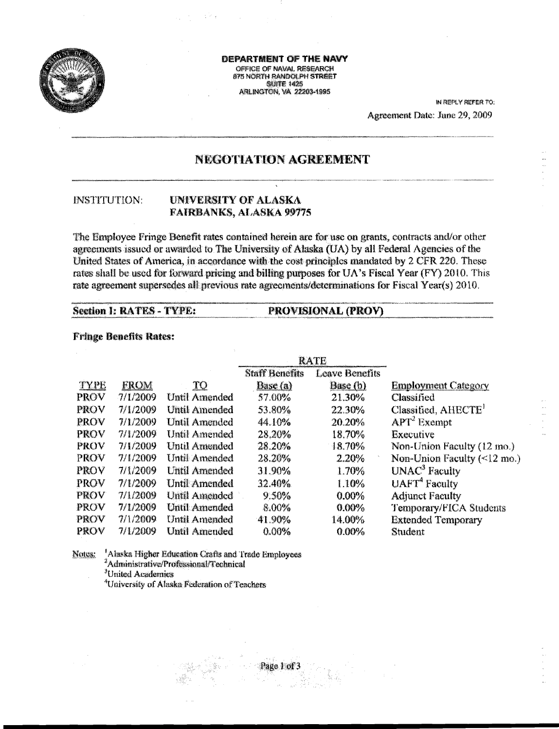**DEPARTMENT OF THE NAVY**
OFFICE OF NAVAL RESEARCH
875 NORTH RANDOLPH STREET
SUITE 1425
ARLINGTON, VA 22203-1995

IN REPLY REFER TO:

Agreement Date: June 29, 2009

# NEGOTIATION AGREEMENT

INSTITUTION: **UNIVERSITY OF ALASKA**
**FAIRBANKS, ALASKA 99775**

The Employee Fringe Benefit rates contained herein are for use on grants, contracts and/or other agreements issued or awarded to The University of Alaska (UA) by all Federal Agencies of the United States of America, in accordance with the cost principles mandated by 2 CFR 220. These rates shall be used for forward pricing and billing purposes for UA's Fiscal Year (FY) 2010. This rate agreement supersedes all previous rate agreements/determinations for Fiscal Year(s) 2010.

**Section I: RATES - TYPE: PROVISIONAL (PROV)**

**Fringe Benefits Rates:**

| | | | RATE | | |
|---|---|---|---|---|---|
| TYPE | FROM | TO | Staff Benefits Base (a) | Leave Benefits Base (b) | Employment Category |
| PROV | 7/1/2009 | Until Amended | 57.00% | 21.30% | Classified |
| PROV | 7/1/2009 | Until Amended | 53.80% | 22.30% | Classified, AHECTE[1] |
| PROV | 7/1/2009 | Until Amended | 44.10% | 20.20% | APT[2] Exempt |
| PROV | 7/1/2009 | Until Amended | 28.20% | 18.70% | Executive |
| PROV | 7/1/2009 | Until Amended | 28.20% | 18.70% | Non-Union Faculty (12 mo.) |
| PROV | 7/1/2009 | Until Amended | 28.20% | 2.20% | Non-Union Faculty (<12 mo.) |
| PROV | 7/1/2009 | Until Amended | 31.90% | 1.70% | UNAC[3] Faculty |
| PROV | 7/1/2009 | Until Amended | 32.40% | 1.10% | UAFT[4] Faculty |
| PROV | 7/1/2009 | Until Amended | 9.50% | 0.00% | Adjunct Faculty |
| PROV | 7/1/2009 | Until Amended | 8.00% | 0.00% | Temporary/FICA Students |
| PROV | 7/1/2009 | Until Amended | 41.90% | 14.00% | Extended Temporary |
| PROV | 7/1/2009 | Until Amended | 0.00% | 0.00% | Student |

Notes:
[1]Alaska Higher Education Crafts and Trade Employees
[2]Administrative/Professional/Technical
[3]United Academics
[4]University of Alaska Federation of Teachers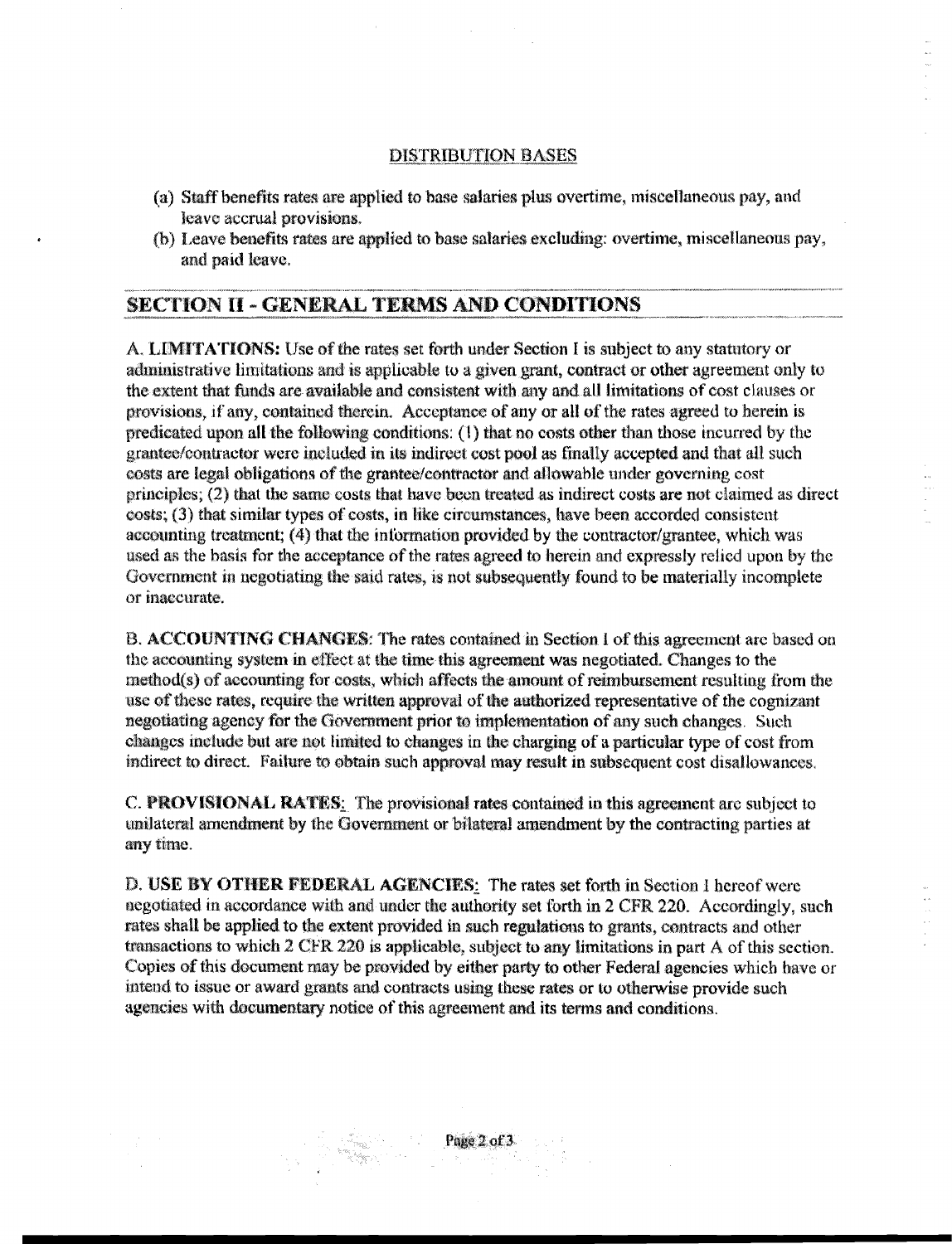DISTRIBUTION BASES

(a) Staff benefits rates are applied to base salaries plus overtime, miscellaneous pay, and leave accrual provisions.
(b) Leave benefits rates are applied to base salaries excluding: overtime, miscellaneous pay, and paid leave.

## SECTION II - GENERAL TERMS AND CONDITIONS

A. **LIMITATIONS:** Use of the rates set forth under Section I is subject to any statutory or administrative limitations and is applicable to a given grant, contract or other agreement only to the extent that funds are available and consistent with any and all limitations of cost clauses or provisions, if any, contained therein. Acceptance of any or all of the rates agreed to herein is predicated upon all the following conditions: (1) that no costs other than those incurred by the grantee/contractor were included in its indirect cost pool as finally accepted and that all such costs are legal obligations of the grantee/contractor and allowable under governing cost principles; (2) that the same costs that have been treated as indirect costs are not claimed as direct costs; (3) that similar types of costs, in like circumstances, have been accorded consistent accounting treatment; (4) that the information provided by the contractor/grantee, which was used as the basis for the acceptance of the rates agreed to herein and expressly relied upon by the Government in negotiating the said rates, is not subsequently found to be materially incomplete or inaccurate.

B. **ACCOUNTING CHANGES:** The rates contained in Section I of this agreement are based on the accounting system in effect at the time this agreement was negotiated. Changes to the method(s) of accounting for costs, which affects the amount of reimbursement resulting from the use of these rates, require the written approval of the authorized representative of the cognizant negotiating agency for the Government prior to implementation of any such changes. Such changes include but are not limited to changes in the charging of a particular type of cost from indirect to direct. Failure to obtain such approval may result in subsequent cost disallowances.

C. **PROVISIONAL RATES:** The provisional rates contained in this agreement are subject to unilateral amendment by the Government or bilateral amendment by the contracting parties at any time.

D. **USE BY OTHER FEDERAL AGENCIES:** The rates set forth in Section I hereof were negotiated in accordance with and under the authority set forth in 2 CFR 220. Accordingly, such rates shall be applied to the extent provided in such regulations to grants, contracts and other transactions to which 2 CFR 220 is applicable, subject to any limitations in part A of this section. Copies of this document may be provided by either party to other Federal agencies which have or intend to issue or award grants and contracts using these rates or to otherwise provide such agencies with documentary notice of this agreement and its terms and conditions.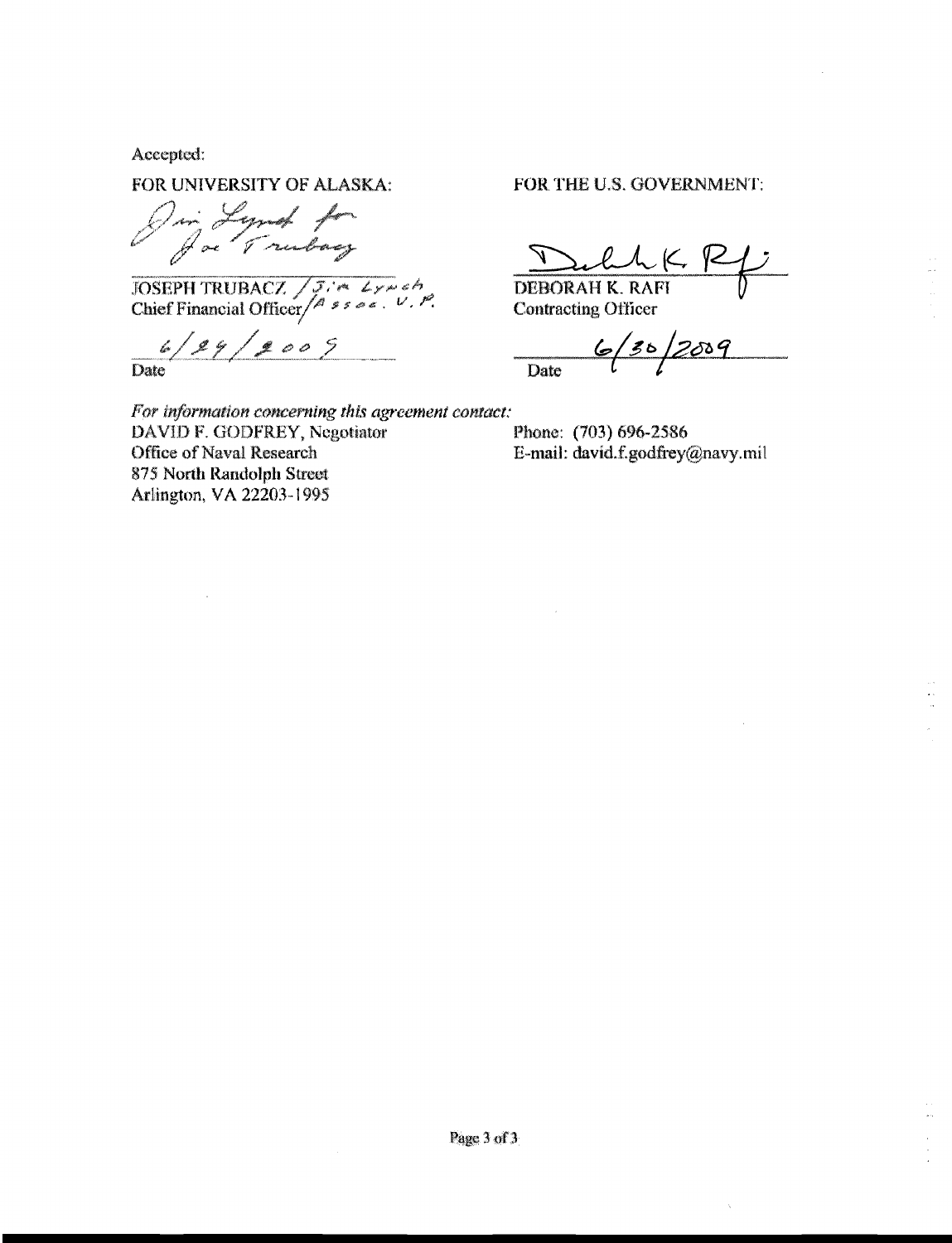Accepted:

FOR UNIVERSITY OF ALASKA:

Jim Lynch for Joe Trubacz

JOSEPH TRUBACZ / Jim Lynch
Chief Financial Officer / Assoc. V.P.

6/29/2009
Date

FOR THE U.S. GOVERNMENT:

Deborah K. Rafi

DEBORAH K. RAFI
Contracting Officer

6/30/2009
Date

*For information concerning this agreement contact:*

DAVID F. GODFREY, Negotiator
Office of Naval Research
875 North Randolph Street
Arlington, VA 22203-1995

Phone: (703) 696-2586
E-mail: david.f.godfrey@navy.mil